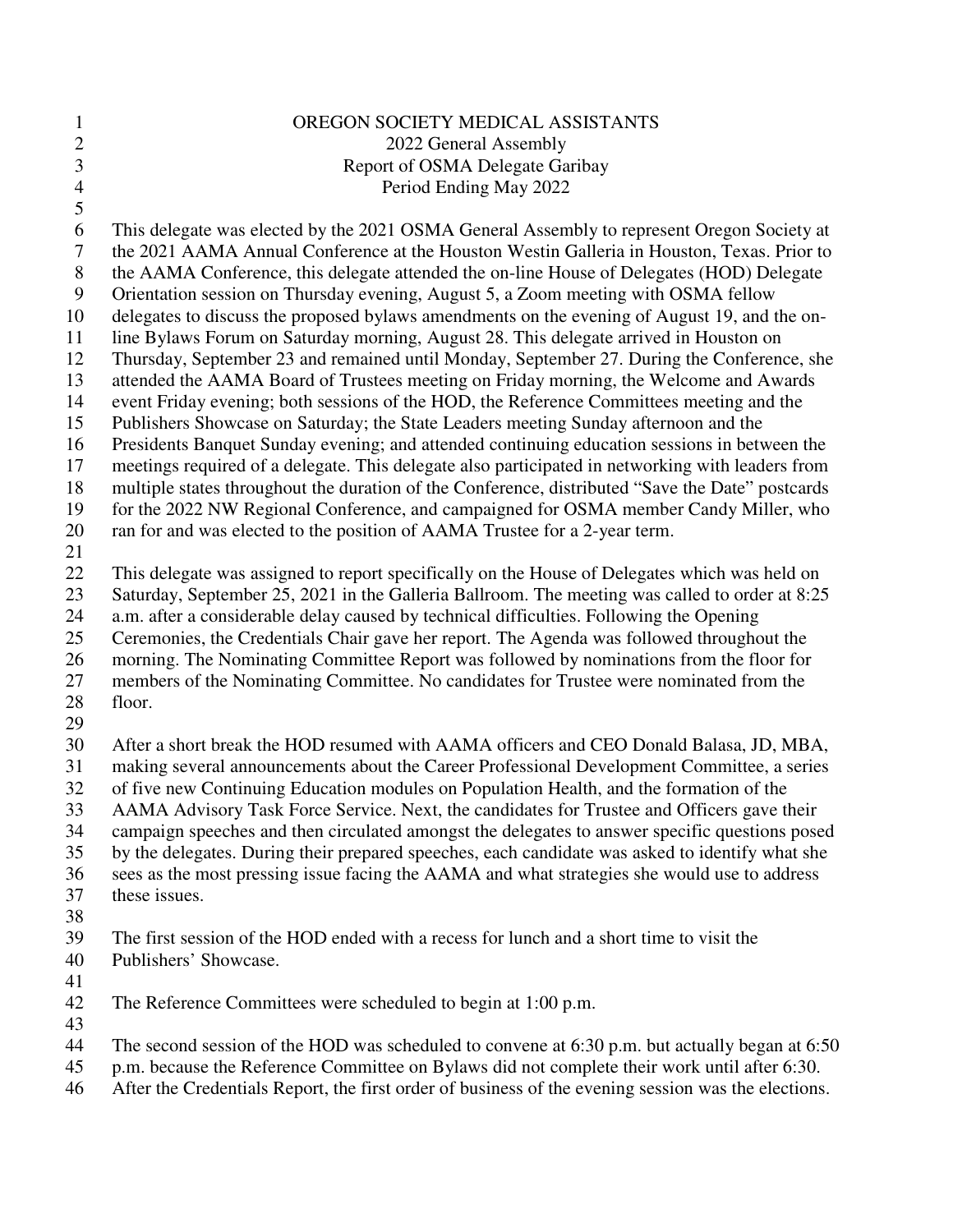# OREGON SOCIETY MEDICAL ASSISTANTS

## 2022 General Assembly
## Report of OSMA Delegate Garibay
## Period Ending May 2022

This delegate was elected by the 2021 OSMA General Assembly to represent Oregon Society at the 2021 AAMA Annual Conference at the Houston Westin Galleria in Houston, Texas. Prior to the AAMA Conference, this delegate attended the on-line House of Delegates (HOD) Delegate Orientation session on Thursday evening, August 5, a Zoom meeting with OSMA fellow delegates to discuss the proposed bylaws amendments on the evening of August 19, and the on-line Bylaws Forum on Saturday morning, August 28. This delegate arrived in Houston on Thursday, September 23 and remained until Monday, September 27. During the Conference, she attended the AAMA Board of Trustees meeting on Friday morning, the Welcome and Awards event Friday evening; both sessions of the HOD, the Reference Committees meeting and the Publishers Showcase on Saturday; the State Leaders meeting Sunday afternoon and the Presidents Banquet Sunday evening; and attended continuing education sessions in between the meetings required of a delegate. This delegate also participated in networking with leaders from multiple states throughout the duration of the Conference, distributed "Save the Date" postcards for the 2022 NW Regional Conference, and campaigned for OSMA member Candy Miller, who ran for and was elected to the position of AAMA Trustee for a 2-year term.

This delegate was assigned to report specifically on the House of Delegates which was held on Saturday, September 25, 2021 in the Galleria Ballroom. The meeting was called to order at 8:25 a.m. after a considerable delay caused by technical difficulties. Following the Opening Ceremonies, the Credentials Chair gave her report. The Agenda was followed throughout the morning. The Nominating Committee Report was followed by nominations from the floor for members of the Nominating Committee. No candidates for Trustee were nominated from the floor.

After a short break the HOD resumed with AAMA officers and CEO Donald Balasa, JD, MBA, making several announcements about the Career Professional Development Committee, a series of five new Continuing Education modules on Population Health, and the formation of the AAMA Advisory Task Force Service. Next, the candidates for Trustee and Officers gave their campaign speeches and then circulated amongst the delegates to answer specific questions posed by the delegates. During their prepared speeches, each candidate was asked to identify what she sees as the most pressing issue facing the AAMA and what strategies she would use to address these issues.

The first session of the HOD ended with a recess for lunch and a short time to visit the Publishers' Showcase.

The Reference Committees were scheduled to begin at 1:00 p.m.

The second session of the HOD was scheduled to convene at 6:30 p.m. but actually began at 6:50 p.m. because the Reference Committee on Bylaws did not complete their work until after 6:30. After the Credentials Report, the first order of business of the evening session was the elections.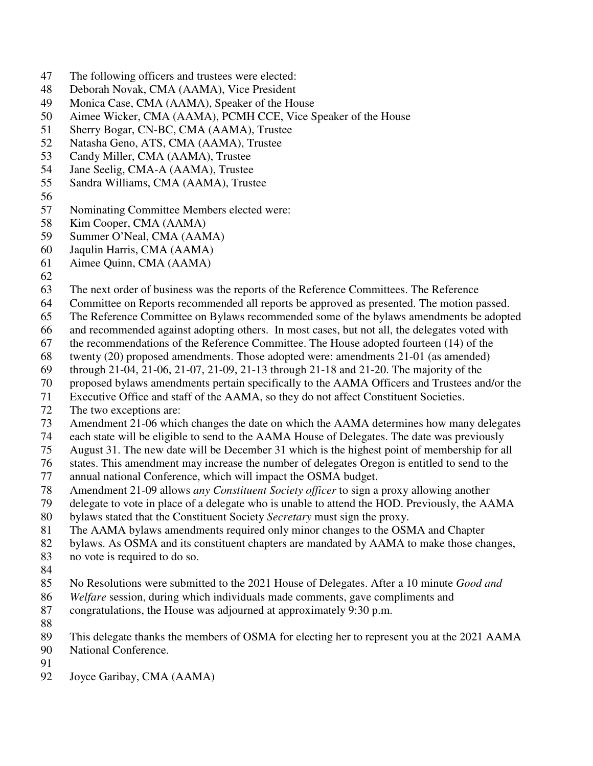The following officers and trustees were elected:
Deborah Novak, CMA (AAMA), Vice President
Monica Case, CMA (AAMA), Speaker of the House
Aimee Wicker, CMA (AAMA), PCMH CCE, Vice Speaker of the House
Sherry Bogar, CN-BC, CMA (AAMA), Trustee
Natasha Geno, ATS, CMA (AAMA), Trustee
Candy Miller, CMA (AAMA), Trustee
Jane Seelig, CMA-A (AAMA), Trustee
Sandra Williams, CMA (AAMA), Trustee

Nominating Committee Members elected were:
Kim Cooper, CMA (AAMA)
Summer O'Neal, CMA (AAMA)
Jaqulin Harris, CMA (AAMA)
Aimee Quinn, CMA (AAMA)

The next order of business was the reports of the Reference Committees. The Reference Committee on Reports recommended all reports be approved as presented. The motion passed. The Reference Committee on Bylaws recommended some of the bylaws amendments be adopted and recommended against adopting others. In most cases, but not all, the delegates voted with the recommendations of the Reference Committee. The House adopted fourteen (14) of the twenty (20) proposed amendments. Those adopted were: amendments 21-01 (as amended) through 21-04, 21-06, 21-07, 21-09, 21-13 through 21-18 and 21-20. The majority of the proposed bylaws amendments pertain specifically to the AAMA Officers and Trustees and/or the Executive Office and staff of the AAMA, so they do not affect Constituent Societies.
The two exceptions are:
Amendment 21-06 which changes the date on which the AAMA determines how many delegates each state will be eligible to send to the AAMA House of Delegates. The date was previously August 31. The new date will be December 31 which is the highest point of membership for all states. This amendment may increase the number of delegates Oregon is entitled to send to the annual national Conference, which will impact the OSMA budget.
Amendment 21-09 allows *any Constituent Society officer* to sign a proxy allowing another delegate to vote in place of a delegate who is unable to attend the HOD. Previously, the AAMA bylaws stated that the Constituent Society *Secretary* must sign the proxy.
The AAMA bylaws amendments required only minor changes to the OSMA and Chapter bylaws. As OSMA and its constituent chapters are mandated by AAMA to make those changes, no vote is required to do so.

No Resolutions were submitted to the 2021 House of Delegates. After a 10 minute *Good and Welfare* session, during which individuals made comments, gave compliments and congratulations, the House was adjourned at approximately 9:30 p.m.

This delegate thanks the members of OSMA for electing her to represent you at the 2021 AAMA National Conference.

Joyce Garibay, CMA (AAMA)